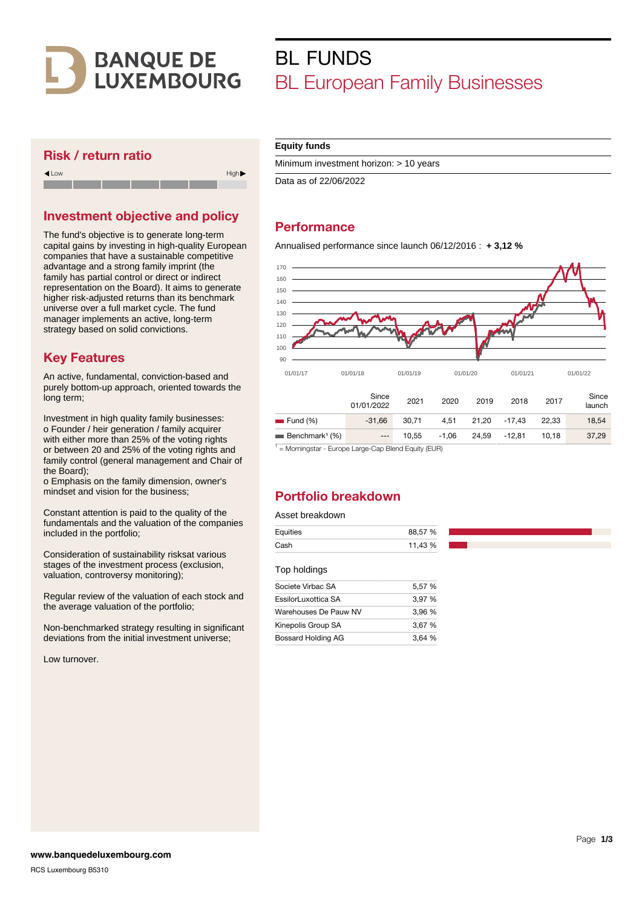# BANQUE DE LUXEMBOURG

# BL FUNDS
## BL European Family Businesses

**Equity funds**

Minimum investment horizon: > 10 years

Data as of 22/06/2022

## Risk / return ratio

◀ Low — High ▶

## Investment objective and policy

The fund's objective is to generate long-term capital gains by investing in high-quality European companies that have a sustainable competitive advantage and a strong family imprint (the family has partial control or direct or indirect representation on the Board). It aims to generate higher risk-adjusted returns than its benchmark universe over a full market cycle. The fund manager implements an active, long-term strategy based on solid convictions.

## Key Features

An active, fundamental, conviction-based and purely bottom-up approach, oriented towards the long term;

Investment in high quality family businesses:
o Founder / heir generation / family acquirer with either more than 25% of the voting rights or between 20 and 25% of the voting rights and family control (general management and Chair of the Board);
o Emphasis on the family dimension, owner's mindset and vision for the business;

Constant attention is paid to the quality of the fundamentals and the valuation of the companies included in the portfolio;

Consideration of sustainability risksat various stages of the investment process (exclusion, valuation, controversy monitoring);

Regular review of the valuation of each stock and the average valuation of the portfolio;

Non-benchmarked strategy resulting in significant deviations from the initial investment universe;

Low turnover.

## Performance

Annualised performance since launch 06/12/2016 : **+ 3,12 %**

| | Since 01/01/2022 | 2021 | 2020 | 2019 | 2018 | 2017 | Since launch |
|---|---|---|---|---|---|---|---|
| Fund (%) | -31,66 | 30,71 | 4,51 | 21,20 | -17,43 | 22,33 | 18,54 |
| Benchmark[1] (%) | --- | 10,55 | -1,06 | 24,59 | -12,81 | 10,18 | 37,29 |

[1] = Morningstar - Europe Large-Cap Blend Equity (EUR)

## Portfolio breakdown

Asset breakdown

| | |
|---|---|
| Equities | 88,57 % |
| Cash | 11,43 % |

Top holdings

| | |
|---|---|
| Societe Virbac SA | 5,57 % |
| EssilorLuxottica SA | 3,97 % |
| Warehouses De Pauw NV | 3,96 % |
| Kinepolis Group SA | 3,67 % |
| Bossard Holding AG | 3,64 % |

**www.banquedeluxembourg.com**

RCS Luxembourg B5310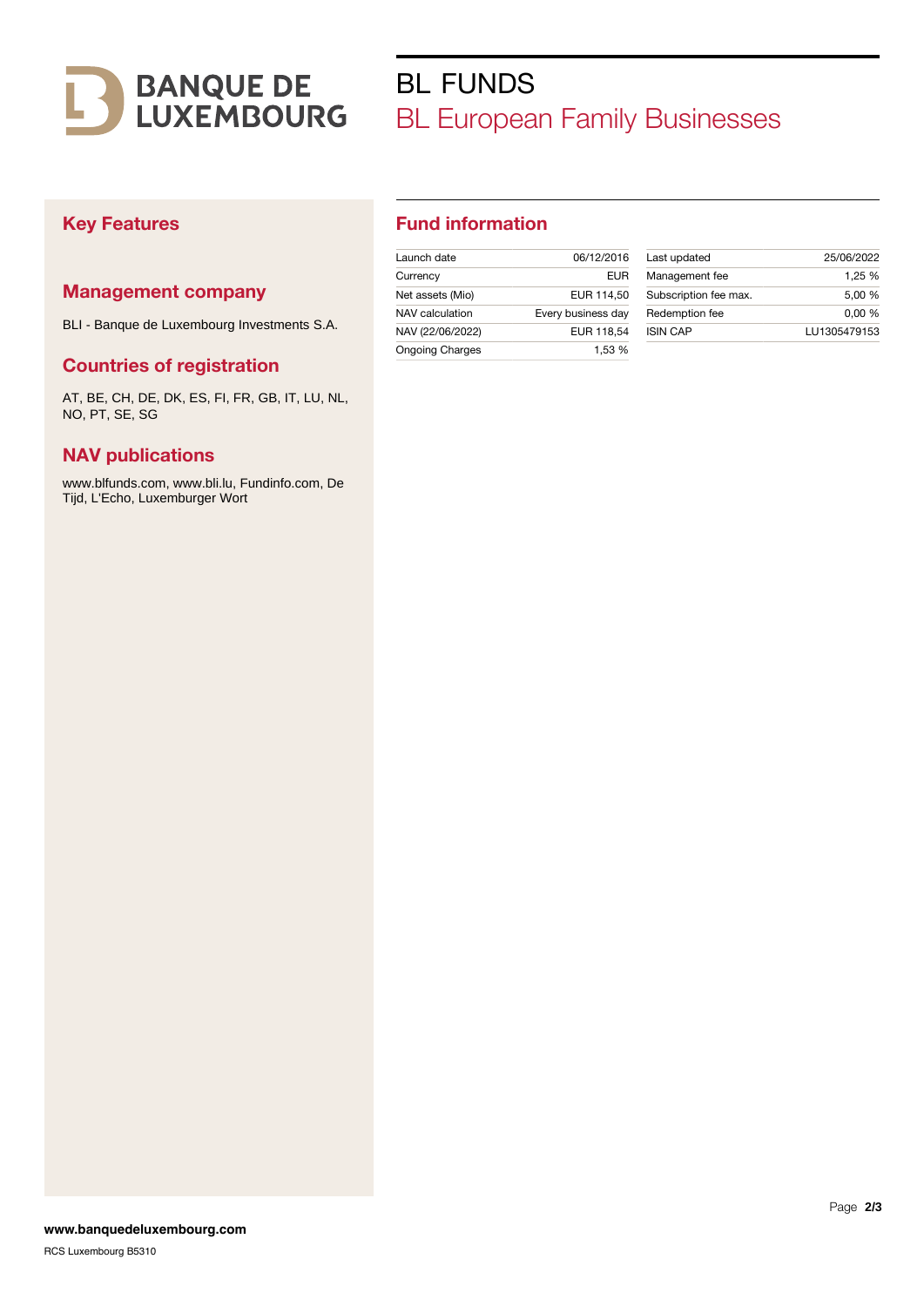BANQUE DE LUXEMBOURG

# BL FUNDS

## BL European Family Businesses

## Key Features

### Management company

BLI - Banque de Luxembourg Investments S.A.

### Countries of registration

AT, BE, CH, DE, DK, ES, FI, FR, GB, IT, LU, NL, NO, PT, SE, SG

### NAV publications

www.blfunds.com, www.bli.lu, Fundinfo.com, De Tijd, L'Echo, Luxemburger Wort

## Fund information

| | |
|---|---|
| Launch date | 06/12/2016 |
| Currency | EUR |
| Net assets (Mio) | EUR 114,50 |
| NAV calculation | Every business day |
| NAV (22/06/2022) | EUR 118,54 |
| Ongoing Charges | 1,53 % |

| | |
|---|---|
| Last updated | 25/06/2022 |
| Management fee | 1,25 % |
| Subscription fee max. | 5,00 % |
| Redemption fee | 0,00 % |
| ISIN CAP | LU1305479153 |

**www.banquedeluxembourg.com**

RCS Luxembourg B5310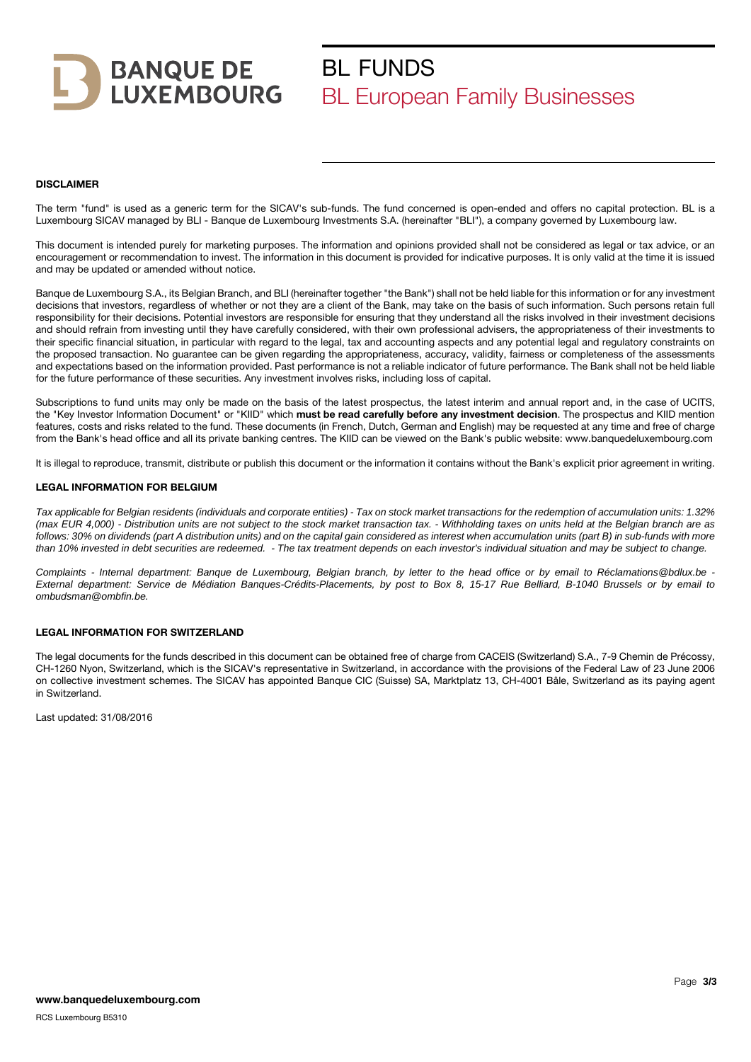# BANQUE DE LUXEMBOURG

# BL FUNDS
## BL European Family Businesses

### DISCLAIMER

The term "fund" is used as a generic term for the SICAV's sub-funds. The fund concerned is open-ended and offers no capital protection. BL is a Luxembourg SICAV managed by BLI - Banque de Luxembourg Investments S.A. (hereinafter "BLI"), a company governed by Luxembourg law.

This document is intended purely for marketing purposes. The information and opinions provided shall not be considered as legal or tax advice, or an encouragement or recommendation to invest. The information in this document is provided for indicative purposes. It is only valid at the time it is issued and may be updated or amended without notice.

Banque de Luxembourg S.A., its Belgian Branch, and BLI (hereinafter together "the Bank") shall not be held liable for this information or for any investment decisions that investors, regardless of whether or not they are a client of the Bank, may take on the basis of such information. Such persons retain full responsibility for their decisions. Potential investors are responsible for ensuring that they understand all the risks involved in their investment decisions and should refrain from investing until they have carefully considered, with their own professional advisers, the appropriateness of their investments to their specific financial situation, in particular with regard to the legal, tax and accounting aspects and any potential legal and regulatory constraints on the proposed transaction. No guarantee can be given regarding the appropriateness, accuracy, validity, fairness or completeness of the assessments and expectations based on the information provided. Past performance is not a reliable indicator of future performance. The Bank shall not be held liable for the future performance of these securities. Any investment involves risks, including loss of capital.

Subscriptions to fund units may only be made on the basis of the latest prospectus, the latest interim and annual report and, in the case of UCITS, the "Key Investor Information Document" or "KIID" which **must be read carefully before any investment decision**. The prospectus and KIID mention features, costs and risks related to the fund. These documents (in French, Dutch, German and English) may be requested at any time and free of charge from the Bank's head office and all its private banking centres. The KIID can be viewed on the Bank's public website: www.banquedeluxembourg.com

It is illegal to reproduce, transmit, distribute or publish this document or the information it contains without the Bank's explicit prior agreement in writing.

### LEGAL INFORMATION FOR BELGIUM

*Tax applicable for Belgian residents (individuals and corporate entities) - Tax on stock market transactions for the redemption of accumulation units: 1.32% (max EUR 4,000) - Distribution units are not subject to the stock market transaction tax. - Withholding taxes on units held at the Belgian branch are as follows: 30% on dividends (part A distribution units) and on the capital gain considered as interest when accumulation units (part B) in sub-funds with more than 10% invested in debt securities are redeemed. - The tax treatment depends on each investor's individual situation and may be subject to change.*

*Complaints - Internal department: Banque de Luxembourg, Belgian branch, by letter to the head office or by email to Réclamations@bdlux.be - External department: Service de Médiation Banques-Crédits-Placements, by post to Box 8, 15-17 Rue Belliard, B-1040 Brussels or by email to ombudsman@ombfin.be.*

### LEGAL INFORMATION FOR SWITZERLAND

The legal documents for the funds described in this document can be obtained free of charge from CACEIS (Switzerland) S.A., 7-9 Chemin de Précossy, CH-1260 Nyon, Switzerland, which is the SICAV's representative in Switzerland, in accordance with the provisions of the Federal Law of 23 June 2006 on collective investment schemes. The SICAV has appointed Banque CIC (Suisse) SA, Marktplatz 13, CH-4001 Bâle, Switzerland as its paying agent in Switzerland.

Last updated: 31/08/2016

**www.banquedeluxembourg.com**

RCS Luxembourg B5310